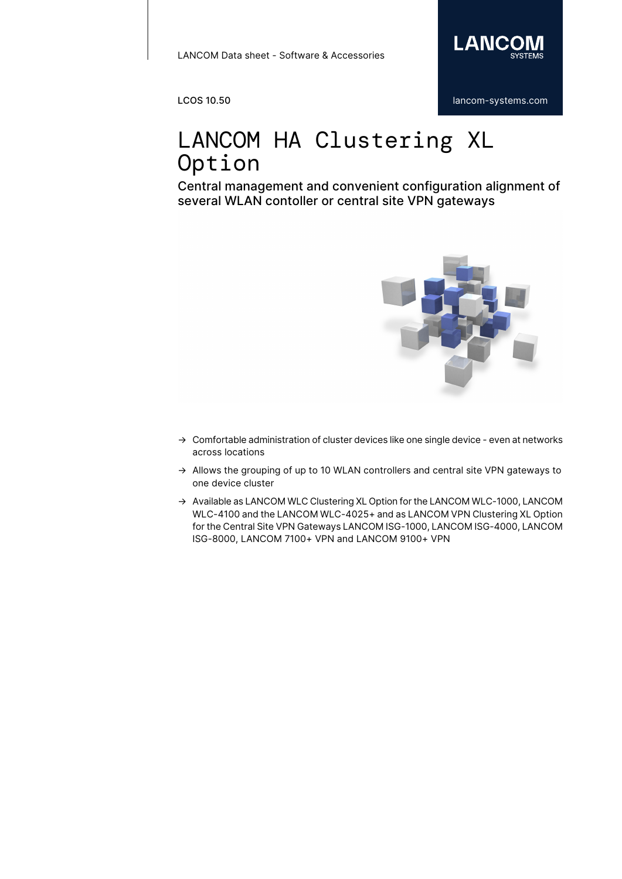LANCOM Data sheet - Software & Accessories

LCOS 10.50

# LANCOM HA Clustering XL Option

## Central management and convenient configuration alignment of several WLAN contoller or central site VPN gateways

→ Comfortable administration of cluster devices like one single device - even at networks across locations

→ Allows the grouping of up to 10 WLAN controllers and central site VPN gateways to one device cluster

→ Available as LANCOM WLC Clustering XL Option for the LANCOM WLC-1000, LANCOM WLC-4100 and the LANCOM WLC-4025+ and as LANCOM VPN Clustering XL Option for the Central Site VPN Gateways LANCOM ISG-1000, LANCOM ISG-4000, LANCOM ISG-8000, LANCOM 7100+ VPN and LANCOM 9100+ VPN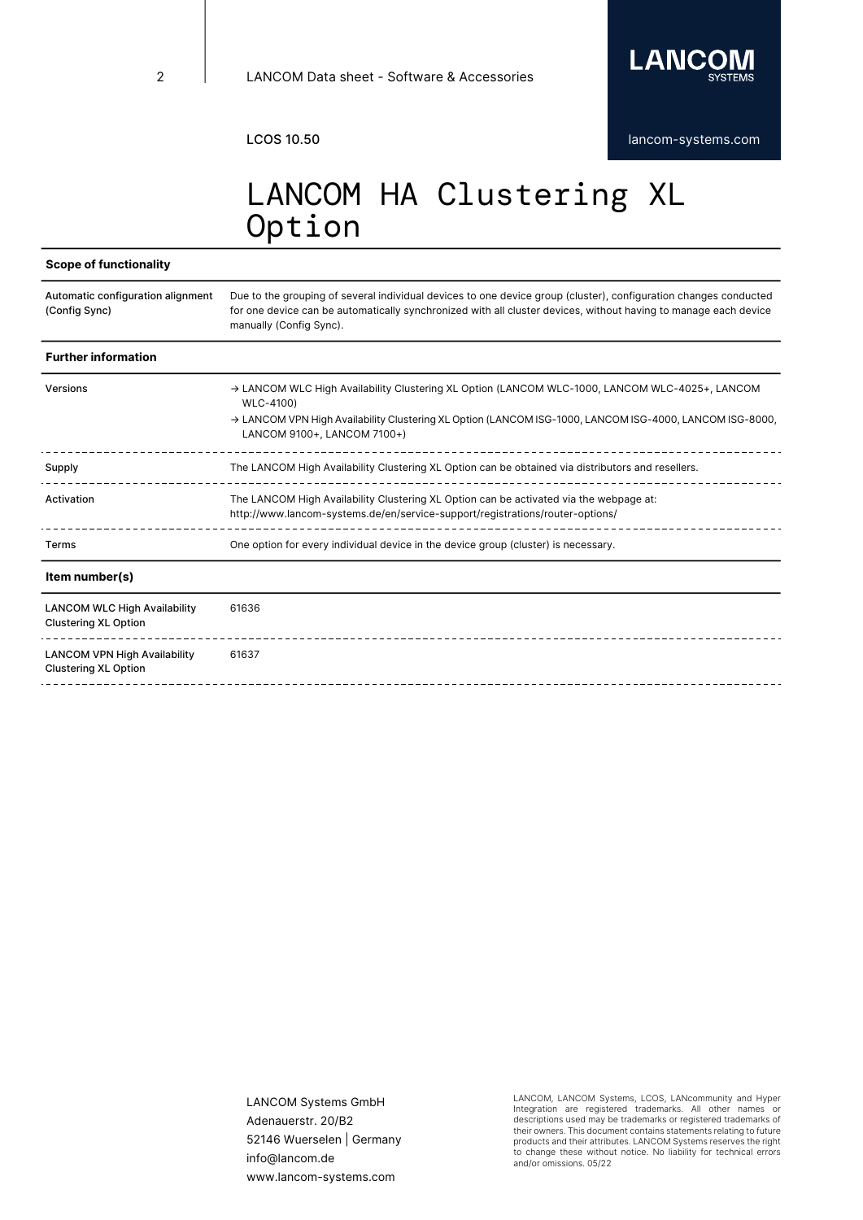LCOS 10.50

# LANCOM HA Clustering XL Option

| | |
|---|---|
| **Scope of functionality** | |
| Automatic configuration alignment (Config Sync) | Due to the grouping of several individual devices to one device group (cluster), configuration changes conducted for one device can be automatically synchronized with all cluster devices, without having to manage each device manually (Config Sync). |
| **Further information** | |
| Versions | → LANCOM WLC High Availability Clustering XL Option (LANCOM WLC-1000, LANCOM WLC-4025+, LANCOM WLC-4100)<br>→ LANCOM VPN High Availability Clustering XL Option (LANCOM ISG-1000, LANCOM ISG-4000, LANCOM ISG-8000, LANCOM 9100+, LANCOM 7100+) |
| Supply | The LANCOM High Availability Clustering XL Option can be obtained via distributors and resellers. |
| Activation | The LANCOM High Availability Clustering XL Option can be activated via the webpage at: http://www.lancom-systems.de/en/service-support/registrations/router-options/ |
| Terms | One option for every individual device in the device group (cluster) is necessary. |
| **Item number(s)** | |
| LANCOM WLC High Availability Clustering XL Option | 61636 |
| LANCOM VPN High Availability Clustering XL Option | 61637 |

LANCOM Systems GmbH
Adenauerstr. 20/B2
52146 Wuerselen | Germany
info@lancom.de
www.lancom-systems.com

LANCOM, LANCOM Systems, LCOS, LANcommunity and Hyper Integration are registered trademarks. All other names or descriptions used may be trademarks or registered trademarks of their owners. This document contains statements relating to future products and their attributes. LANCOM Systems reserves the right to change these without notice. No liability for technical errors and/or omissions. 05/22